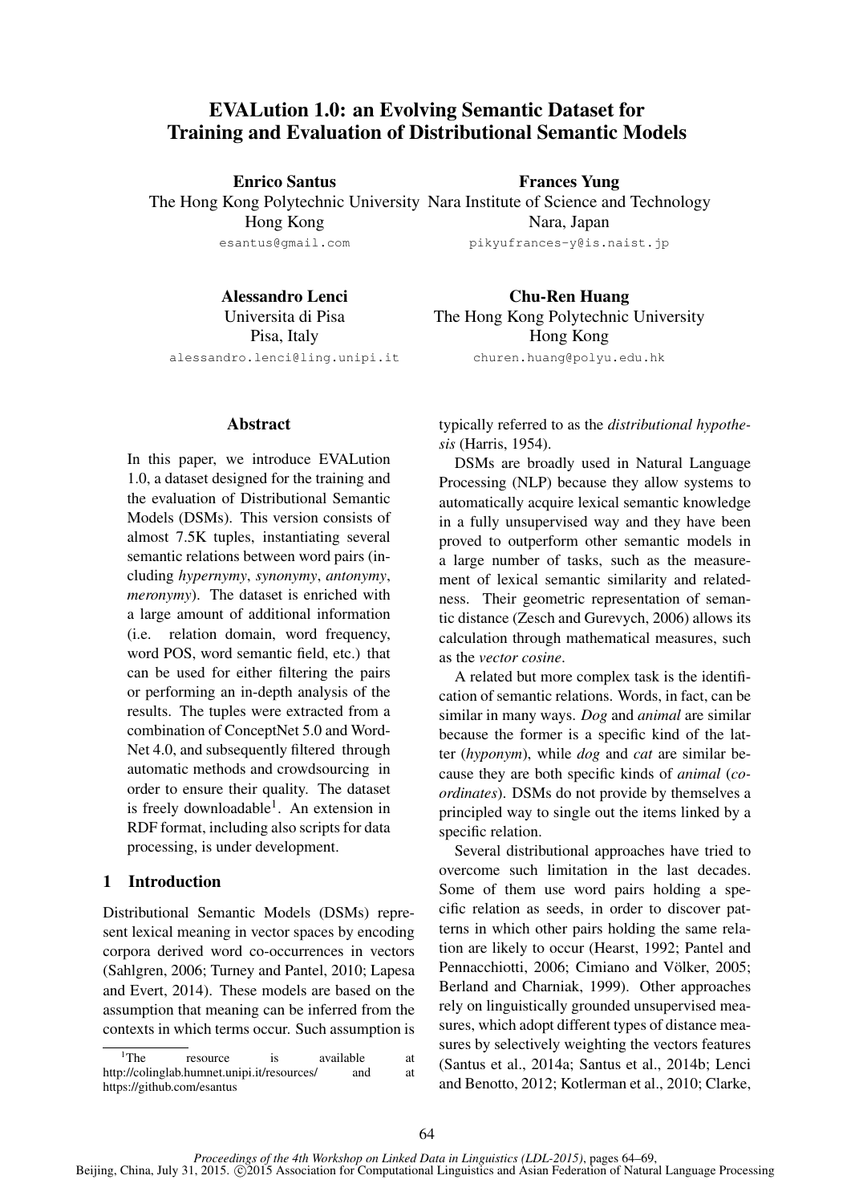# EVALution 1.0: an Evolving Semantic Dataset for Training and Evaluation of Distributional Semantic Models

**Enrico Santus**
The Hong Kong Polytechnic University
Hong Kong
esantus@gmail.com

**Frances Yung**
Nara Institute of Science and Technology
Nara, Japan
pikyufrances-y@is.naist.jp

**Alessandro Lenci**
Universita di Pisa
Pisa, Italy
alessandro.lenci@ling.unipi.it

**Chu-Ren Huang**
The Hong Kong Polytechnic University
Hong Kong
churen.huang@polyu.edu.hk

## Abstract

In this paper, we introduce EVALution 1.0, a dataset designed for the training and the evaluation of Distributional Semantic Models (DSMs). This version consists of almost 7.5K tuples, instantiating several semantic relations between word pairs (including *hypernymy*, *synonymy*, *antonymy*, *meronymy*). The dataset is enriched with a large amount of additional information (i.e. relation domain, word frequency, word POS, word semantic field, etc.) that can be used for either filtering the pairs or performing an in-depth analysis of the results. The tuples were extracted from a combination of ConceptNet 5.0 and WordNet 4.0, and subsequently filtered through automatic methods and crowdsourcing in order to ensure their quality. The dataset is freely downloadable[1]. An extension in RDF format, including also scripts for data processing, is under development.

## 1 Introduction

Distributional Semantic Models (DSMs) represent lexical meaning in vector spaces by encoding corpora derived word co-occurrences in vectors (Sahlgren, 2006; Turney and Pantel, 2010; Lapesa and Evert, 2014). These models are based on the assumption that meaning can be inferred from the contexts in which terms occur. Such assumption is typically referred to as the *distributional hypothesis* (Harris, 1954).

DSMs are broadly used in Natural Language Processing (NLP) because they allow systems to automatically acquire lexical semantic knowledge in a fully unsupervised way and they have been proved to outperform other semantic models in a large number of tasks, such as the measurement of lexical semantic similarity and relatedness. Their geometric representation of semantic distance (Zesch and Gurevych, 2006) allows its calculation through mathematical measures, such as the *vector cosine*.

A related but more complex task is the identification of semantic relations. Words, in fact, can be similar in many ways. *Dog* and *animal* are similar because the former is a specific kind of the latter (*hyponym*), while *dog* and *cat* are similar because they are both specific kinds of *animal* (*coordinates*). DSMs do not provide by themselves a principled way to single out the items linked by a specific relation.

Several distributional approaches have tried to overcome such limitation in the last decades. Some of them use word pairs holding a specific relation as seeds, in order to discover patterns in which other pairs holding the same relation are likely to occur (Hearst, 1992; Pantel and Pennacchiotti, 2006; Cimiano and Völker, 2005; Berland and Charniak, 1999). Other approaches rely on linguistically grounded unsupervised measures, which adopt different types of distance measures by selectively weighting the vectors features (Santus et al., 2014a; Santus et al., 2014b; Lenci and Benotto, 2012; Kotlerman et al., 2010; Clarke,

[1] The resource is available at http://colinglab.humnet.unipi.it/resources/ and at https://github.com/esantus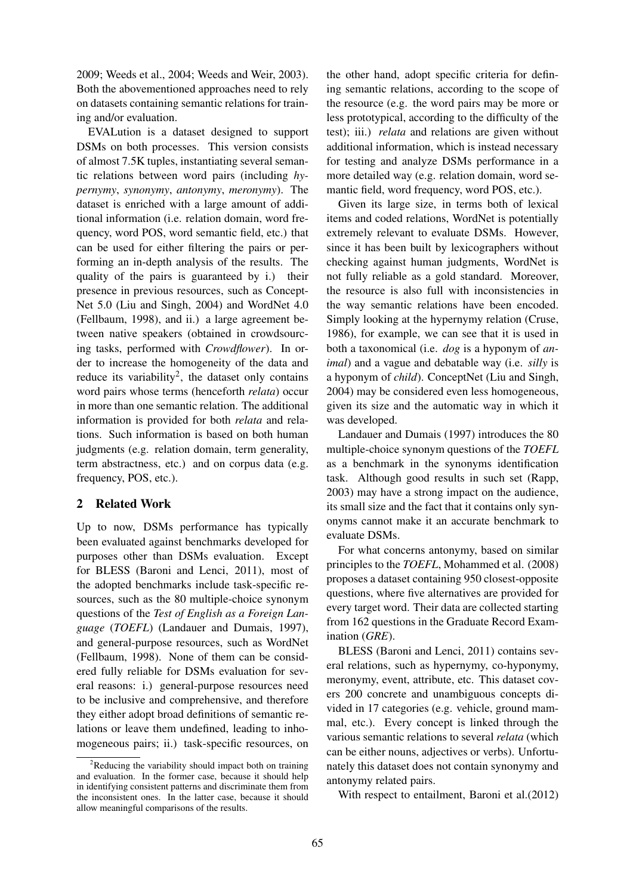2009; Weeds et al., 2004; Weeds and Weir, 2003). Both the abovementioned approaches need to rely on datasets containing semantic relations for training and/or evaluation.

EVALution is a dataset designed to support DSMs on both processes. This version consists of almost 7.5K tuples, instantiating several semantic relations between word pairs (including *hypernymy*, *synonymy*, *antonymy*, *meronymy*). The dataset is enriched with a large amount of additional information (i.e. relation domain, word frequency, word POS, word semantic field, etc.) that can be used for either filtering the pairs or performing an in-depth analysis of the results. The quality of the pairs is guaranteed by i.) their presence in previous resources, such as ConceptNet 5.0 (Liu and Singh, 2004) and WordNet 4.0 (Fellbaum, 1998), and ii.) a large agreement between native speakers (obtained in crowdsourcing tasks, performed with *Crowdflower*). In order to increase the homogeneity of the data and reduce its variability[2], the dataset only contains word pairs whose terms (henceforth *relata*) occur in more than one semantic relation. The additional information is provided for both *relata* and relations. Such information is based on both human judgments (e.g. relation domain, term generality, term abstractness, etc.) and on corpus data (e.g. frequency, POS, etc.).

## 2 Related Work

Up to now, DSMs performance has typically been evaluated against benchmarks developed for purposes other than DSMs evaluation. Except for BLESS (Baroni and Lenci, 2011), most of the adopted benchmarks include task-specific resources, such as the 80 multiple-choice synonym questions of the *Test of English as a Foreign Language* (*TOEFL*) (Landauer and Dumais, 1997), and general-purpose resources, such as WordNet (Fellbaum, 1998). None of them can be considered fully reliable for DSMs evaluation for several reasons: i.) general-purpose resources need to be inclusive and comprehensive, and therefore they either adopt broad definitions of semantic relations or leave them undefined, leading to inhomogeneous pairs; ii.) task-specific resources, on the other hand, adopt specific criteria for defining semantic relations, according to the scope of the resource (e.g. the word pairs may be more or less prototypical, according to the difficulty of the test); iii.) *relata* and relations are given without additional information, which is instead necessary for testing and analyze DSMs performance in a more detailed way (e.g. relation domain, word semantic field, word frequency, word POS, etc.).

Given its large size, in terms both of lexical items and coded relations, WordNet is potentially extremely relevant to evaluate DSMs. However, since it has been built by lexicographers without checking against human judgments, WordNet is not fully reliable as a gold standard. Moreover, the resource is also full with inconsistencies in the way semantic relations have been encoded. Simply looking at the hypernymy relation (Cruse, 1986), for example, we can see that it is used in both a taxonomical (i.e. *dog* is a hyponym of *animal*) and a vague and debatable way (i.e. *silly* is a hyponym of *child*). ConceptNet (Liu and Singh, 2004) may be considered even less homogeneous, given its size and the automatic way in which it was developed.

Landauer and Dumais (1997) introduces the 80 multiple-choice synonym questions of the *TOEFL* as a benchmark in the synonyms identification task. Although good results in such set (Rapp, 2003) may have a strong impact on the audience, its small size and the fact that it contains only synonyms cannot make it an accurate benchmark to evaluate DSMs.

For what concerns antonymy, based on similar principles to the *TOEFL*, Mohammed et al. (2008) proposes a dataset containing 950 closest-opposite questions, where five alternatives are provided for every target word. Their data are collected starting from 162 questions in the Graduate Record Examination (*GRE*).

BLESS (Baroni and Lenci, 2011) contains several relations, such as hypernymy, co-hyponymy, meronymy, event, attribute, etc. This dataset covers 200 concrete and unambiguous concepts divided in 17 categories (e.g. vehicle, ground mammal, etc.). Every concept is linked through the various semantic relations to several *relata* (which can be either nouns, adjectives or verbs). Unfortunately this dataset does not contain synonymy and antonymy related pairs.

With respect to entailment, Baroni et al.(2012)

[2] Reducing the variability should impact both on training and evaluation. In the former case, because it should help in identifying consistent patterns and discriminate them from the inconsistent ones. In the latter case, because it should allow meaningful comparisons of the results.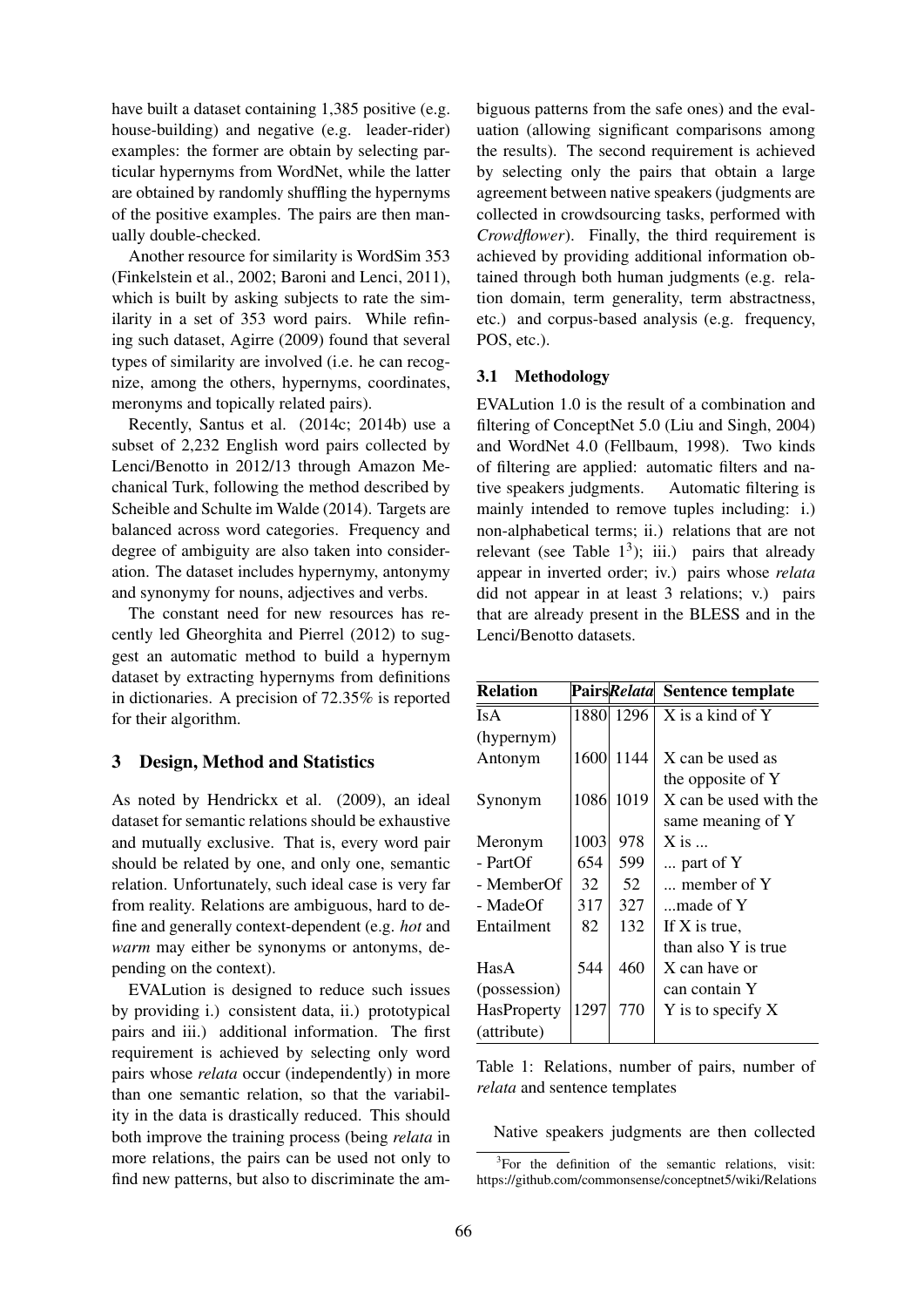have built a dataset containing 1,385 positive (e.g. house-building) and negative (e.g. leader-rider) examples: the former are obtain by selecting particular hypernyms from WordNet, while the latter are obtained by randomly shuffling the hypernyms of the positive examples. The pairs are then manually double-checked.

Another resource for similarity is WordSim 353 (Finkelstein et al., 2002; Baroni and Lenci, 2011), which is built by asking subjects to rate the similarity in a set of 353 word pairs. While refining such dataset, Agirre (2009) found that several types of similarity are involved (i.e. he can recognize, among the others, hypernyms, coordinates, meronyms and topically related pairs).

Recently, Santus et al. (2014c; 2014b) use a subset of 2,232 English word pairs collected by Lenci/Benotto in 2012/13 through Amazon Mechanical Turk, following the method described by Scheible and Schulte im Walde (2014). Targets are balanced across word categories. Frequency and degree of ambiguity are also taken into consideration. The dataset includes hypernymy, antonymy and synonymy for nouns, adjectives and verbs.

The constant need for new resources has recently led Gheorghita and Pierrel (2012) to suggest an automatic method to build a hypernym dataset by extracting hypernyms from definitions in dictionaries. A precision of 72.35% is reported for their algorithm.

## 3 Design, Method and Statistics

As noted by Hendrickx et al. (2009), an ideal dataset for semantic relations should be exhaustive and mutually exclusive. That is, every word pair should be related by one, and only one, semantic relation. Unfortunately, such ideal case is very far from reality. Relations are ambiguous, hard to define and generally context-dependent (e.g. *hot* and *warm* may either be synonyms or antonyms, depending on the context).

EVALution is designed to reduce such issues by providing i.) consistent data, ii.) prototypical pairs and iii.) additional information. The first requirement is achieved by selecting only word pairs whose *relata* occur (independently) in more than one semantic relation, so that the variability in the data is drastically reduced. This should both improve the training process (being *relata* in more relations, the pairs can be used not only to find new patterns, but also to discriminate the ambiguous patterns from the safe ones) and the evaluation (allowing significant comparisons among the results). The second requirement is achieved by selecting only the pairs that obtain a large agreement between native speakers (judgments are collected in crowdsourcing tasks, performed with *Crowdflower*). Finally, the third requirement is achieved by providing additional information obtained through both human judgments (e.g. relation domain, term generality, term abstractness, etc.) and corpus-based analysis (e.g. frequency, POS, etc.).

### 3.1 Methodology

EVALution 1.0 is the result of a combination and filtering of ConceptNet 5.0 (Liu and Singh, 2004) and WordNet 4.0 (Fellbaum, 1998). Two kinds of filtering are applied: automatic filters and native speakers judgments. Automatic filtering is mainly intended to remove tuples including: i.) non-alphabetical terms; ii.) relations that are not relevant (see Table 1[3]); iii.) pairs that already appear in inverted order; iv.) pairs whose *relata* did not appear in at least 3 relations; v.) pairs that are already present in the BLESS and in the Lenci/Benotto datasets.

| Relation | Pairs | *Relata* | Sentence template |
|---|---|---|---|
| IsA (hypernym) | 1880 | 1296 | X is a kind of Y |
| Antonym | 1600 | 1144 | X can be used as the opposite of Y |
| Synonym | 1086 | 1019 | X can be used with the same meaning of Y |
| Meronym | 1003 | 978 | X is ... |
| - PartOf | 654 | 599 | ... part of Y |
| - MemberOf | 32 | 52 | ... member of Y |
| - MadeOf | 317 | 327 | ...made of Y |
| Entailment | 82 | 132 | If X is true, than also Y is true |
| HasA (possession) | 544 | 460 | X can have or can contain Y |
| HasProperty (attribute) | 1297 | 770 | Y is to specify X |

Table 1: Relations, number of pairs, number of *relata* and sentence templates

Native speakers judgments are then collected

[3]For the definition of the semantic relations, visit: https://github.com/commonsense/conceptnet5/wiki/Relations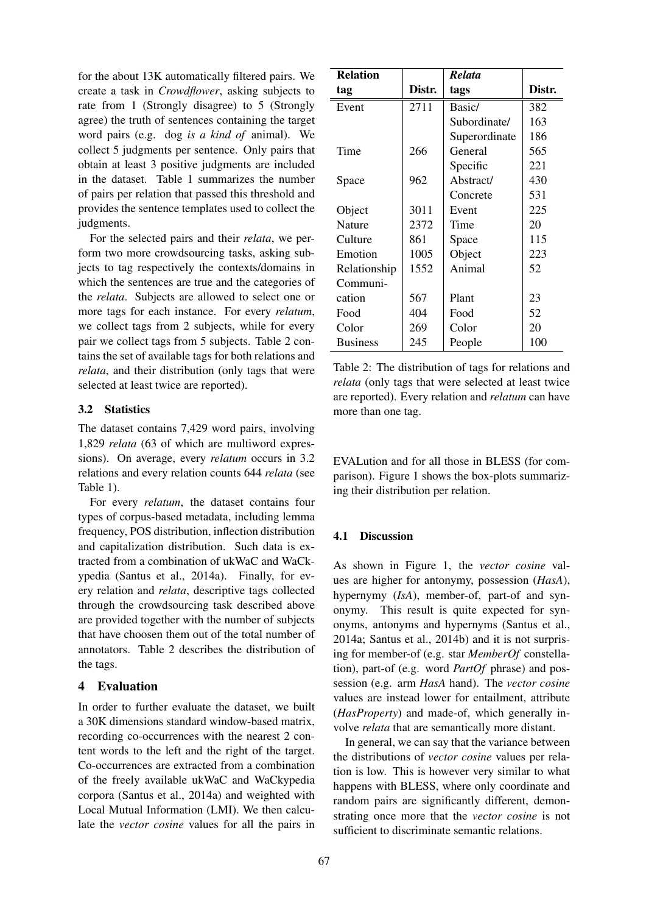for the about 13K automatically filtered pairs. We create a task in *Crowdflower*, asking subjects to rate from 1 (Strongly disagree) to 5 (Strongly agree) the truth of sentences containing the target word pairs (e.g. dog *is a kind of* animal). We collect 5 judgments per sentence. Only pairs that obtain at least 3 positive judgments are included in the dataset. Table 1 summarizes the number of pairs per relation that passed this threshold and provides the sentence templates used to collect the judgments.

For the selected pairs and their *relata*, we perform two more crowdsourcing tasks, asking subjects to tag respectively the contexts/domains in which the sentences are true and the categories of the *relata*. Subjects are allowed to select one or more tags for each instance. For every *relatum*, we collect tags from 2 subjects, while for every pair we collect tags from 5 subjects. Table 2 contains the set of available tags for both relations and *relata*, and their distribution (only tags that were selected at least twice are reported).

### 3.2 Statistics

The dataset contains 7,429 word pairs, involving 1,829 *relata* (63 of which are multiword expressions). On average, every *relatum* occurs in 3.2 relations and every relation counts 644 *relata* (see Table 1).

For every *relatum*, the dataset contains four types of corpus-based metadata, including lemma frequency, POS distribution, inflection distribution and capitalization distribution. Such data is extracted from a combination of ukWaC and WaCkypedia (Santus et al., 2014a). Finally, for every relation and *relata*, descriptive tags collected through the crowdsourcing task described above are provided together with the number of subjects that have choosen them out of the total number of annotators. Table 2 describes the distribution of the tags.

| Relation tag | Distr. | *Relata* tags | Distr. |
|---|---|---|---|
| Event | 2711 | Basic/ | 382 |
| | | Subordinate/ | 163 |
| | | Superordinate | 186 |
| Time | 266 | General | 565 |
| | | Specific | 221 |
| Space | 962 | Abstract/ | 430 |
| | | Concrete | 531 |
| Object | 3011 | Event | 225 |
| Nature | 2372 | Time | 20 |
| Culture | 861 | Space | 115 |
| Emotion | 1005 | Object | 223 |
| Relationship | 1552 | Animal | 52 |
| Communication | 567 | Plant | 23 |
| Food | 404 | Food | 52 |
| Color | 269 | Color | 20 |
| Business | 245 | People | 100 |

Table 2: The distribution of tags for relations and *relata* (only tags that were selected at least twice are reported). Every relation and *relatum* can have more than one tag.

## 4 Evaluation

In order to further evaluate the dataset, we built a 30K dimensions standard window-based matrix, recording co-occurrences with the nearest 2 content words to the left and the right of the target. Co-occurrences are extracted from a combination of the freely available ukWaC and WaCkypedia corpora (Santus et al., 2014a) and weighted with Local Mutual Information (LMI). We then calculate the *vector cosine* values for all the pairs in EVALution and for all those in BLESS (for comparison). Figure 1 shows the box-plots summarizing their distribution per relation.

### 4.1 Discussion

As shown in Figure 1, the *vector cosine* values are higher for antonymy, possession (*HasA*), hypernymy (*IsA*), member-of, part-of and synonymy. This result is quite expected for synonyms, antonyms and hypernyms (Santus et al., 2014a; Santus et al., 2014b) and it is not surprising for member-of (e.g. star *MemberOf* constellation), part-of (e.g. word *PartOf* phrase) and possession (e.g. arm *HasA* hand). The *vector cosine* values are instead lower for entailment, attribute (*HasProperty*) and made-of, which generally involve *relata* that are semantically more distant.

In general, we can say that the variance between the distributions of *vector cosine* values per relation is low. This is however very similar to what happens with BLESS, where only coordinate and random pairs are significantly different, demonstrating once more that the *vector cosine* is not sufficient to discriminate semantic relations.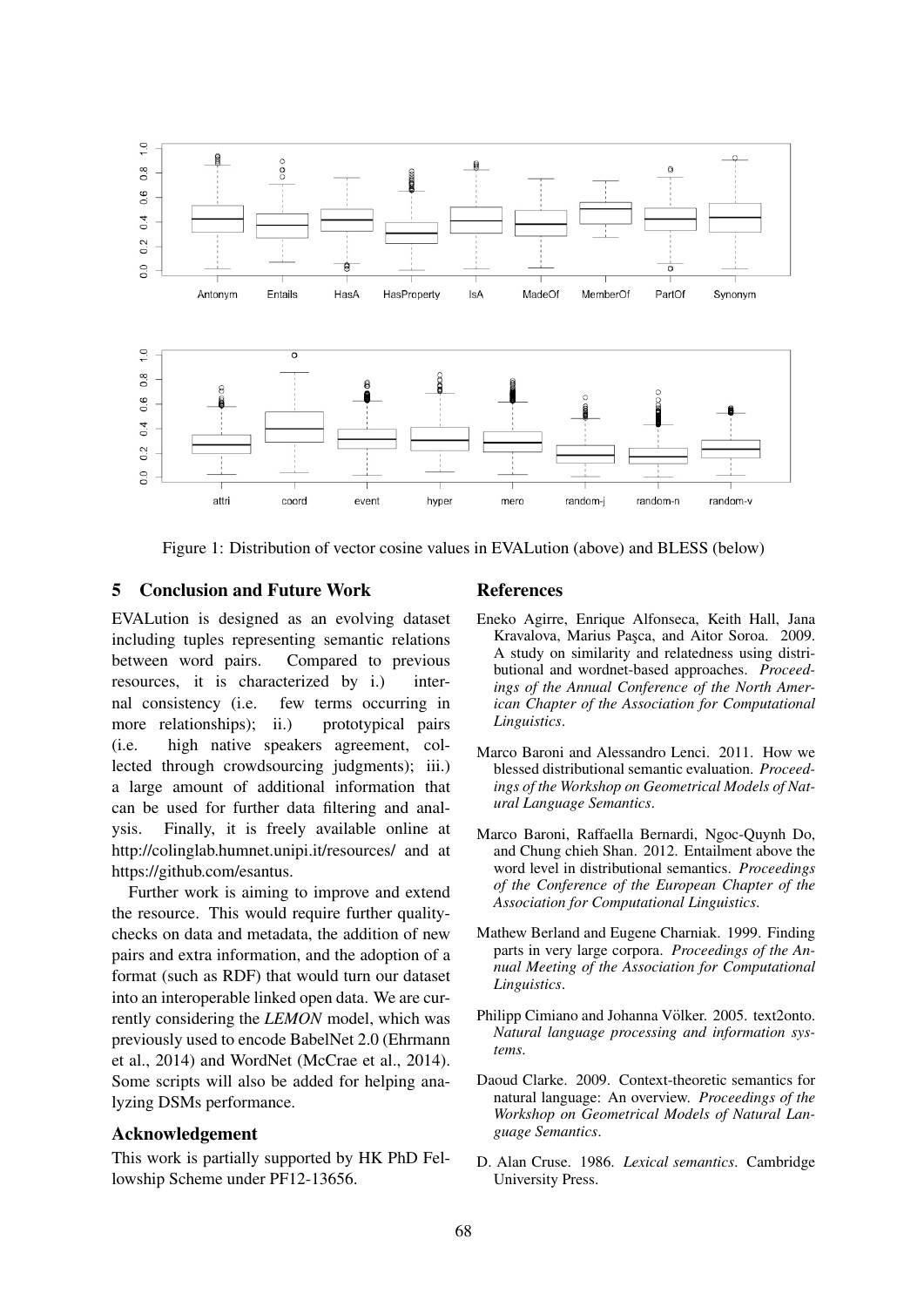Figure 1: Distribution of vector cosine values in EVALution (above) and BLESS (below)

## 5 Conclusion and Future Work

EVALution is designed as an evolving dataset including tuples representing semantic relations between word pairs. Compared to previous resources, it is characterized by i.) internal consistency (i.e. few terms occurring in more relationships); ii.) prototypical pairs (i.e. high native speakers agreement, collected through crowdsourcing judgments); iii.) a large amount of additional information that can be used for further data filtering and analysis. Finally, it is freely available online at http://colinglab.humnet.unipi.it/resources/ and at https://github.com/esantus.

Further work is aiming to improve and extend the resource. This would require further quality-checks on data and metadata, the addition of new pairs and extra information, and the adoption of a format (such as RDF) that would turn our dataset into an interoperable linked open data. We are currently considering the *LEMON* model, which was previously used to encode BabelNet 2.0 (Ehrmann et al., 2014) and WordNet (McCrae et al., 2014). Some scripts will also be added for helping analyzing DSMs performance.

## Acknowledgement

This work is partially supported by HK PhD Fellowship Scheme under PF12-13656.

## References

Eneko Agirre, Enrique Alfonseca, Keith Hall, Jana Kravalova, Marius Paşca, and Aitor Soroa. 2009. A study on similarity and relatedness using distributional and wordnet-based approaches. *Proceedings of the Annual Conference of the North American Chapter of the Association for Computational Linguistics*.

Marco Baroni and Alessandro Lenci. 2011. How we blessed distributional semantic evaluation. *Proceedings of the Workshop on Geometrical Models of Natural Language Semantics*.

Marco Baroni, Raffaella Bernardi, Ngoc-Quynh Do, and Chung chieh Shan. 2012. Entailment above the word level in distributional semantics. *Proceedings of the Conference of the European Chapter of the Association for Computational Linguistics*.

Mathew Berland and Eugene Charniak. 1999. Finding parts in very large corpora. *Proceedings of the Annual Meeting of the Association for Computational Linguistics*.

Philipp Cimiano and Johanna Völker. 2005. text2onto. *Natural language processing and information systems*.

Daoud Clarke. 2009. Context-theoretic semantics for natural language: An overview. *Proceedings of the Workshop on Geometrical Models of Natural Language Semantics*.

D. Alan Cruse. 1986. *Lexical semantics*. Cambridge University Press.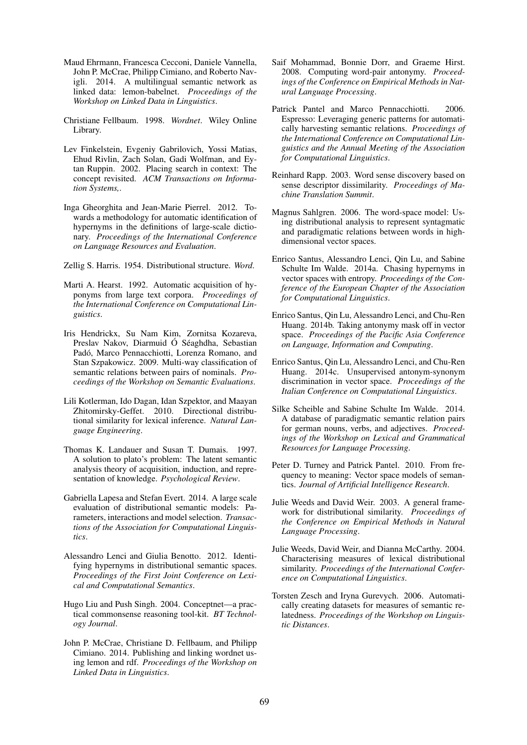Maud Ehrmann, Francesca Cecconi, Daniele Vannella, John P. McCrae, Philipp Cimiano, and Roberto Navigli. 2014. A multilingual semantic network as linked data: lemon-babelnet. *Proceedings of the Workshop on Linked Data in Linguistics*.

Christiane Fellbaum. 1998. *Wordnet*. Wiley Online Library.

Lev Finkelstein, Evgeniy Gabrilovich, Yossi Matias, Ehud Rivlin, Zach Solan, Gadi Wolfman, and Eytan Ruppin. 2002. Placing search in context: The concept revisited. *ACM Transactions on Information Systems,*.

Inga Gheorghita and Jean-Marie Pierrel. 2012. Towards a methodology for automatic identification of hypernyms in the definitions of large-scale dictionary. *Proceedings of the International Conference on Language Resources and Evaluation*.

Zellig S. Harris. 1954. Distributional structure. *Word*.

Marti A. Hearst. 1992. Automatic acquisition of hyponyms from large text corpora. *Proceedings of the International Conference on Computational Linguistics*.

Iris Hendrickx, Su Nam Kim, Zornitsa Kozareva, Preslav Nakov, Diarmuid Ó Séaghdha, Sebastian Padó, Marco Pennacchiotti, Lorenza Romano, and Stan Szpakowicz. 2009. Multi-way classification of semantic relations between pairs of nominals. *Proceedings of the Workshop on Semantic Evaluations*.

Lili Kotlerman, Ido Dagan, Idan Szpektor, and Maayan Zhitomirsky-Geffet. 2010. Directional distributional similarity for lexical inference. *Natural Language Engineering*.

Thomas K. Landauer and Susan T. Dumais. 1997. A solution to plato's problem: The latent semantic analysis theory of acquisition, induction, and representation of knowledge. *Psychological Review*.

Gabriella Lapesa and Stefan Evert. 2014. A large scale evaluation of distributional semantic models: Parameters, interactions and model selection. *Transactions of the Association for Computational Linguistics*.

Alessandro Lenci and Giulia Benotto. 2012. Identifying hypernyms in distributional semantic spaces. *Proceedings of the First Joint Conference on Lexical and Computational Semantics*.

Hugo Liu and Push Singh. 2004. Conceptnet—a practical commonsense reasoning tool-kit. *BT Technology Journal*.

John P. McCrae, Christiane D. Fellbaum, and Philipp Cimiano. 2014. Publishing and linking wordnet using lemon and rdf. *Proceedings of the Workshop on Linked Data in Linguistics*.

Saif Mohammad, Bonnie Dorr, and Graeme Hirst. 2008. Computing word-pair antonymy. *Proceedings of the Conference on Empirical Methods in Natural Language Processing*.

Patrick Pantel and Marco Pennacchiotti. 2006. Espresso: Leveraging generic patterns for automatically harvesting semantic relations. *Proceedings of the International Conference on Computational Linguistics and the Annual Meeting of the Association for Computational Linguistics*.

Reinhard Rapp. 2003. Word sense discovery based on sense descriptor dissimilarity. *Proceedings of Machine Translation Summit*.

Magnus Sahlgren. 2006. The word-space model: Using distributional analysis to represent syntagmatic and paradigmatic relations between words in high-dimensional vector spaces.

Enrico Santus, Alessandro Lenci, Qin Lu, and Sabine Schulte Im Walde. 2014a. Chasing hypernyms in vector spaces with entropy. *Proceedings of the Conference of the European Chapter of the Association for Computational Linguistics*.

Enrico Santus, Qin Lu, Alessandro Lenci, and Chu-Ren Huang. 2014b. Taking antonymy mask off in vector space. *Proceedings of the Pacific Asia Conference on Language, Information and Computing*.

Enrico Santus, Qin Lu, Alessandro Lenci, and Chu-Ren Huang. 2014c. Unsupervised antonym-synonym discrimination in vector space. *Proceedings of the Italian Conference on Computational Linguistics*.

Silke Scheible and Sabine Schulte Im Walde. 2014. A database of paradigmatic semantic relation pairs for german nouns, verbs, and adjectives. *Proceedings of the Workshop on Lexical and Grammatical Resources for Language Processing*.

Peter D. Turney and Patrick Pantel. 2010. From frequency to meaning: Vector space models of semantics. *Journal of Artificial Intelligence Research*.

Julie Weeds and David Weir. 2003. A general framework for distributional similarity. *Proceedings of the Conference on Empirical Methods in Natural Language Processing*.

Julie Weeds, David Weir, and Dianna McCarthy. 2004. Characterising measures of lexical distributional similarity. *Proceedings of the International Conference on Computational Linguistics*.

Torsten Zesch and Iryna Gurevych. 2006. Automatically creating datasets for measures of semantic relatedness. *Proceedings of the Workshop on Linguistic Distances*.